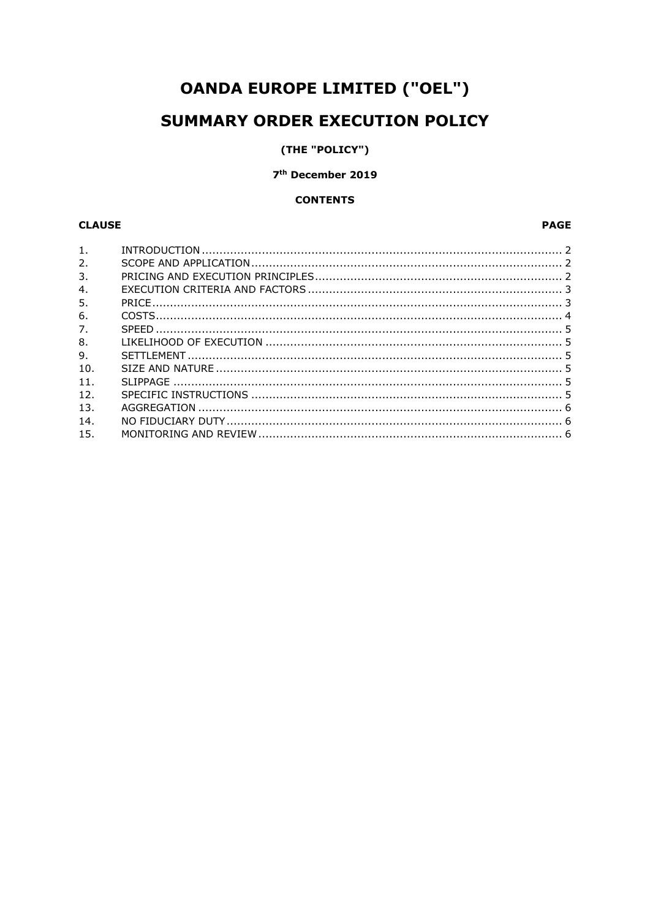# OANDA EUROPE LIMITED ("OEL")

# SUMMARY ORDER EXECUTION POLICY

**(THE "POLICY")**

**7th December 2019**

**CONTENTS**

| CLAUSE | | PAGE |
|---|---|---|
| 1. | INTRODUCTION | 2 |
| 2. | SCOPE AND APPLICATION | 2 |
| 3. | PRICING AND EXECUTION PRINCIPLES | 2 |
| 4. | EXECUTION CRITERIA AND FACTORS | 3 |
| 5. | PRICE | 3 |
| 6. | COSTS | 4 |
| 7. | SPEED | 5 |
| 8. | LIKELIHOOD OF EXECUTION | 5 |
| 9. | SETTLEMENT | 5 |
| 10. | SIZE AND NATURE | 5 |
| 11. | SLIPPAGE | 5 |
| 12. | SPECIFIC INSTRUCTIONS | 5 |
| 13. | AGGREGATION | 6 |
| 14. | NO FIDUCIARY DUTY | 6 |
| 15. | MONITORING AND REVIEW | 6 |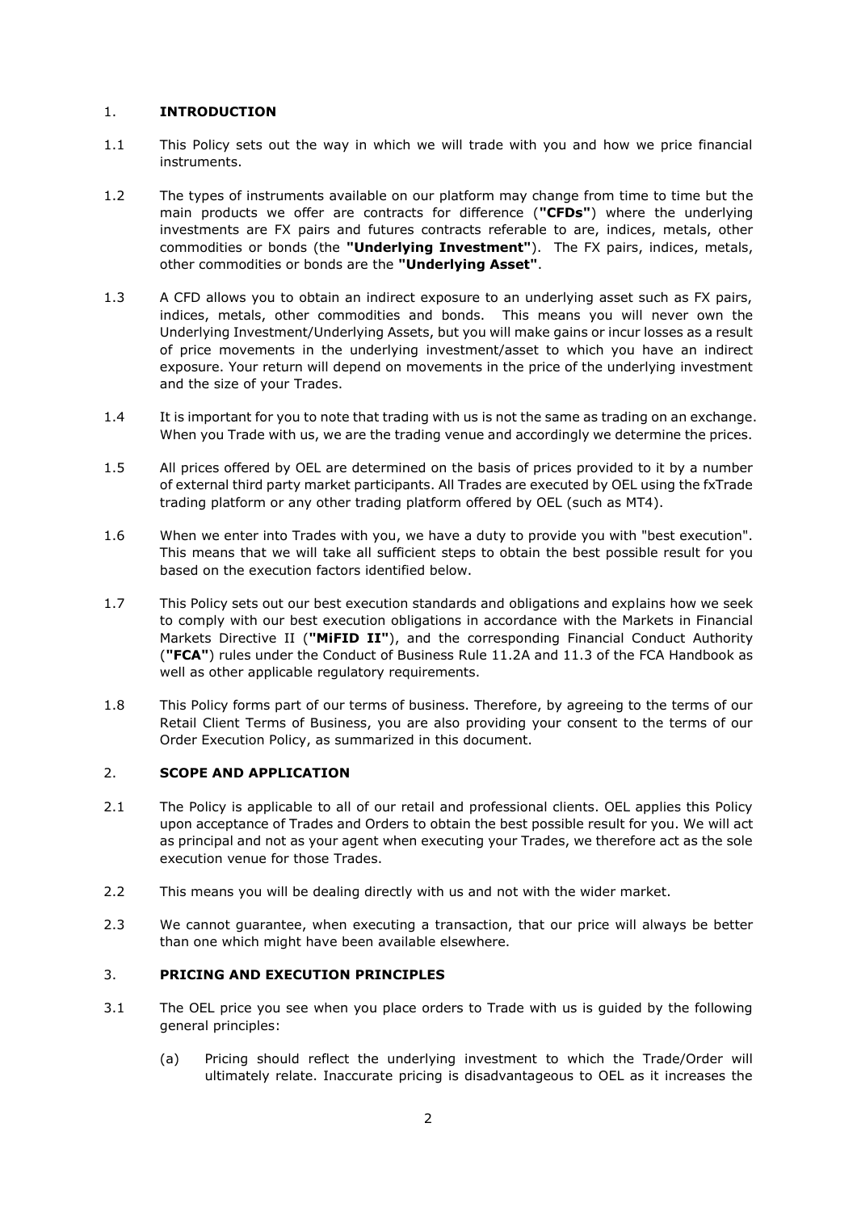## 1. INTRODUCTION

1.1 This Policy sets out the way in which we will trade with you and how we price financial instruments.

1.2 The types of instruments available on our platform may change from time to time but the main products we offer are contracts for difference (**"CFDs"**) where the underlying investments are FX pairs and futures contracts referable to are, indices, metals, other commodities or bonds (the **"Underlying Investment"**). The FX pairs, indices, metals, other commodities or bonds are the **"Underlying Asset"**.

1.3 A CFD allows you to obtain an indirect exposure to an underlying asset such as FX pairs, indices, metals, other commodities and bonds. This means you will never own the Underlying Investment/Underlying Assets, but you will make gains or incur losses as a result of price movements in the underlying investment/asset to which you have an indirect exposure. Your return will depend on movements in the price of the underlying investment and the size of your Trades.

1.4 It is important for you to note that trading with us is not the same as trading on an exchange. When you Trade with us, we are the trading venue and accordingly we determine the prices.

1.5 All prices offered by OEL are determined on the basis of prices provided to it by a number of external third party market participants. All Trades are executed by OEL using the fxTrade trading platform or any other trading platform offered by OEL (such as MT4).

1.6 When we enter into Trades with you, we have a duty to provide you with "best execution". This means that we will take all sufficient steps to obtain the best possible result for you based on the execution factors identified below.

1.7 This Policy sets out our best execution standards and obligations and explains how we seek to comply with our best execution obligations in accordance with the Markets in Financial Markets Directive II (**"MiFID II"**), and the corresponding Financial Conduct Authority (**"FCA"**) rules under the Conduct of Business Rule 11.2A and 11.3 of the FCA Handbook as well as other applicable regulatory requirements.

1.8 This Policy forms part of our terms of business. Therefore, by agreeing to the terms of our Retail Client Terms of Business, you are also providing your consent to the terms of our Order Execution Policy, as summarized in this document.

## 2. SCOPE AND APPLICATION

2.1 The Policy is applicable to all of our retail and professional clients. OEL applies this Policy upon acceptance of Trades and Orders to obtain the best possible result for you. We will act as principal and not as your agent when executing your Trades, we therefore act as the sole execution venue for those Trades.

2.2 This means you will be dealing directly with us and not with the wider market.

2.3 We cannot guarantee, when executing a transaction, that our price will always be better than one which might have been available elsewhere.

## 3. PRICING AND EXECUTION PRINCIPLES

3.1 The OEL price you see when you place orders to Trade with us is guided by the following general principles:

(a) Pricing should reflect the underlying investment to which the Trade/Order will ultimately relate. Inaccurate pricing is disadvantageous to OEL as it increases the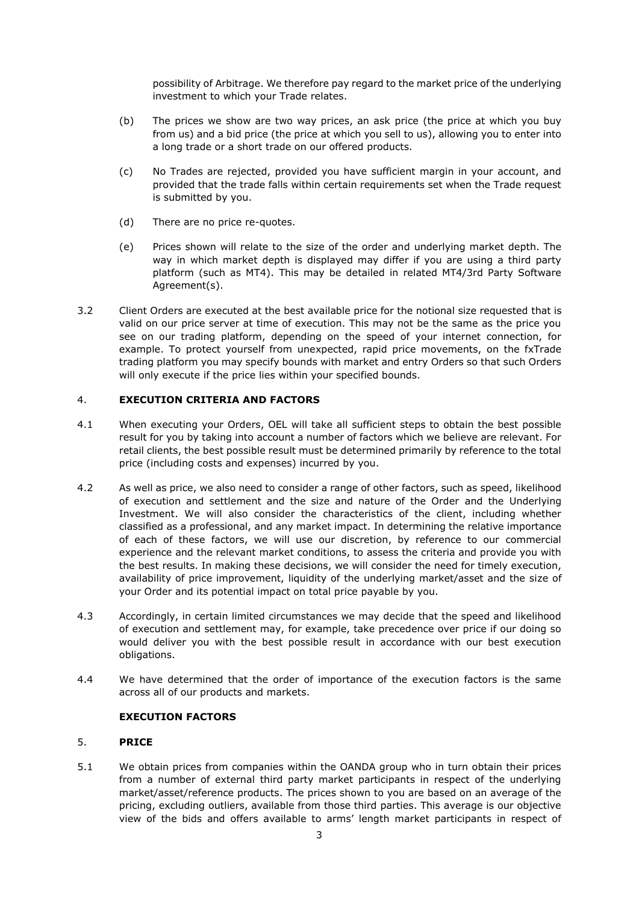possibility of Arbitrage. We therefore pay regard to the market price of the underlying investment to which your Trade relates.

(b) The prices we show are two way prices, an ask price (the price at which you buy from us) and a bid price (the price at which you sell to us), allowing you to enter into a long trade or a short trade on our offered products.

(c) No Trades are rejected, provided you have sufficient margin in your account, and provided that the trade falls within certain requirements set when the Trade request is submitted by you.

(d) There are no price re-quotes.

(e) Prices shown will relate to the size of the order and underlying market depth. The way in which market depth is displayed may differ if you are using a third party platform (such as MT4). This may be detailed in related MT4/3rd Party Software Agreement(s).

3.2 Client Orders are executed at the best available price for the notional size requested that is valid on our price server at time of execution. This may not be the same as the price you see on our trading platform, depending on the speed of your internet connection, for example. To protect yourself from unexpected, rapid price movements, on the fxTrade trading platform you may specify bounds with market and entry Orders so that such Orders will only execute if the price lies within your specified bounds.

## 4. EXECUTION CRITERIA AND FACTORS

4.1 When executing your Orders, OEL will take all sufficient steps to obtain the best possible result for you by taking into account a number of factors which we believe are relevant. For retail clients, the best possible result must be determined primarily by reference to the total price (including costs and expenses) incurred by you.

4.2 As well as price, we also need to consider a range of other factors, such as speed, likelihood of execution and settlement and the size and nature of the Order and the Underlying Investment. We will also consider the characteristics of the client, including whether classified as a professional, and any market impact. In determining the relative importance of each of these factors, we will use our discretion, by reference to our commercial experience and the relevant market conditions, to assess the criteria and provide you with the best results. In making these decisions, we will consider the need for timely execution, availability of price improvement, liquidity of the underlying market/asset and the size of your Order and its potential impact on total price payable by you.

4.3 Accordingly, in certain limited circumstances we may decide that the speed and likelihood of execution and settlement may, for example, take precedence over price if our doing so would deliver you with the best possible result in accordance with our best execution obligations.

4.4 We have determined that the order of importance of the execution factors is the same across all of our products and markets.

### EXECUTION FACTORS

## 5. PRICE

5.1 We obtain prices from companies within the OANDA group who in turn obtain their prices from a number of external third party market participants in respect of the underlying market/asset/reference products. The prices shown to you are based on an average of the pricing, excluding outliers, available from those third parties. This average is our objective view of the bids and offers available to arms' length market participants in respect of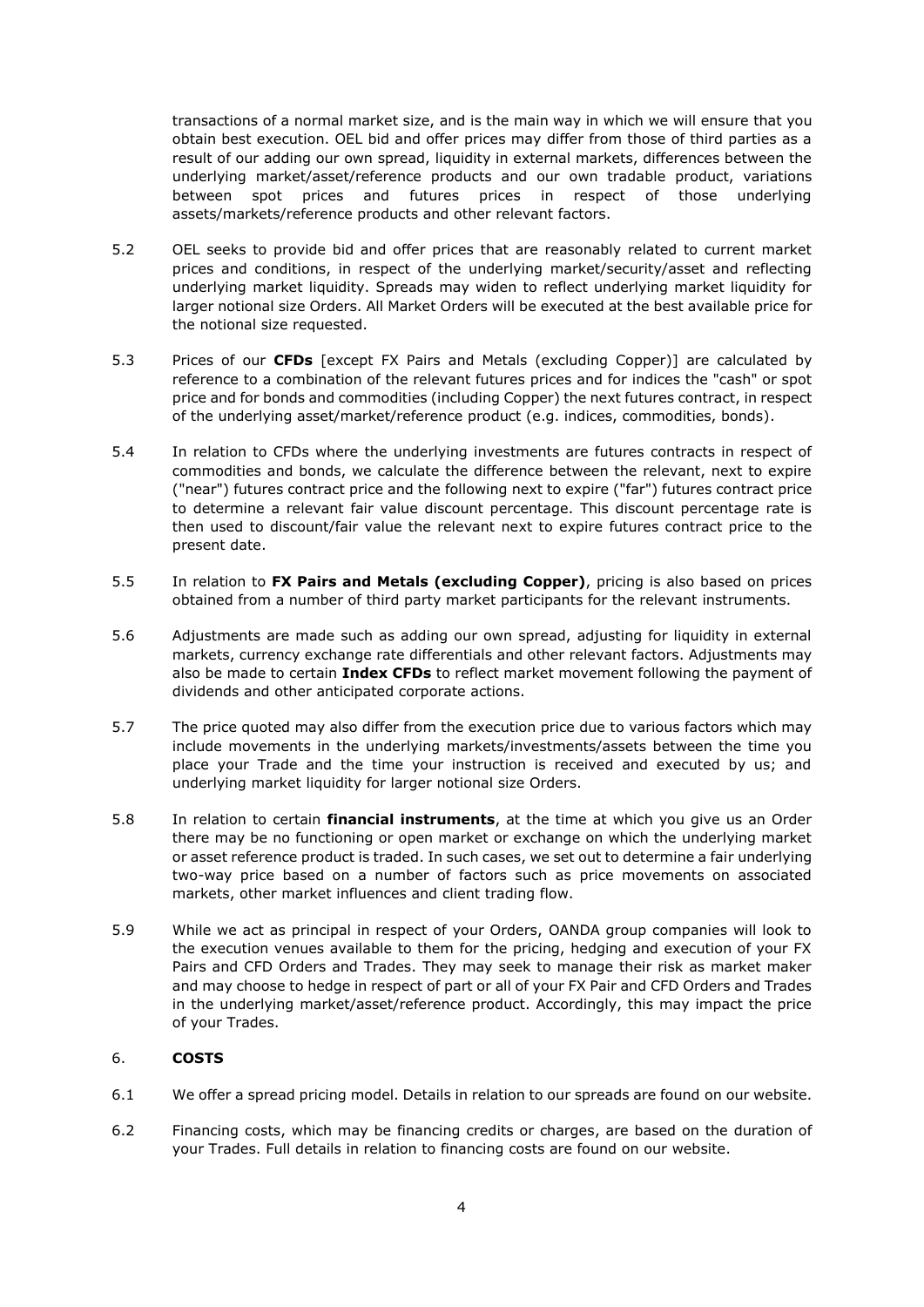transactions of a normal market size, and is the main way in which we will ensure that you obtain best execution. OEL bid and offer prices may differ from those of third parties as a result of our adding our own spread, liquidity in external markets, differences between the underlying market/asset/reference products and our own tradable product, variations between spot prices and futures prices in respect of those underlying assets/markets/reference products and other relevant factors.

5.2 OEL seeks to provide bid and offer prices that are reasonably related to current market prices and conditions, in respect of the underlying market/security/asset and reflecting underlying market liquidity. Spreads may widen to reflect underlying market liquidity for larger notional size Orders. All Market Orders will be executed at the best available price for the notional size requested.

5.3 Prices of our **CFDs** [except FX Pairs and Metals (excluding Copper)] are calculated by reference to a combination of the relevant futures prices and for indices the "cash" or spot price and for bonds and commodities (including Copper) the next futures contract, in respect of the underlying asset/market/reference product (e.g. indices, commodities, bonds).

5.4 In relation to CFDs where the underlying investments are futures contracts in respect of commodities and bonds, we calculate the difference between the relevant, next to expire ("near") futures contract price and the following next to expire ("far") futures contract price to determine a relevant fair value discount percentage. This discount percentage rate is then used to discount/fair value the relevant next to expire futures contract price to the present date.

5.5 In relation to **FX Pairs and Metals (excluding Copper)**, pricing is also based on prices obtained from a number of third party market participants for the relevant instruments.

5.6 Adjustments are made such as adding our own spread, adjusting for liquidity in external markets, currency exchange rate differentials and other relevant factors. Adjustments may also be made to certain **Index CFDs** to reflect market movement following the payment of dividends and other anticipated corporate actions.

5.7 The price quoted may also differ from the execution price due to various factors which may include movements in the underlying markets/investments/assets between the time you place your Trade and the time your instruction is received and executed by us; and underlying market liquidity for larger notional size Orders.

5.8 In relation to certain **financial instruments**, at the time at which you give us an Order there may be no functioning or open market or exchange on which the underlying market or asset reference product is traded. In such cases, we set out to determine a fair underlying two-way price based on a number of factors such as price movements on associated markets, other market influences and client trading flow.

5.9 While we act as principal in respect of your Orders, OANDA group companies will look to the execution venues available to them for the pricing, hedging and execution of your FX Pairs and CFD Orders and Trades. They may seek to manage their risk as market maker and may choose to hedge in respect of part or all of your FX Pair and CFD Orders and Trades in the underlying market/asset/reference product. Accordingly, this may impact the price of your Trades.

## 6. COSTS

6.1 We offer a spread pricing model. Details in relation to our spreads are found on our website.

6.2 Financing costs, which may be financing credits or charges, are based on the duration of your Trades. Full details in relation to financing costs are found on our website.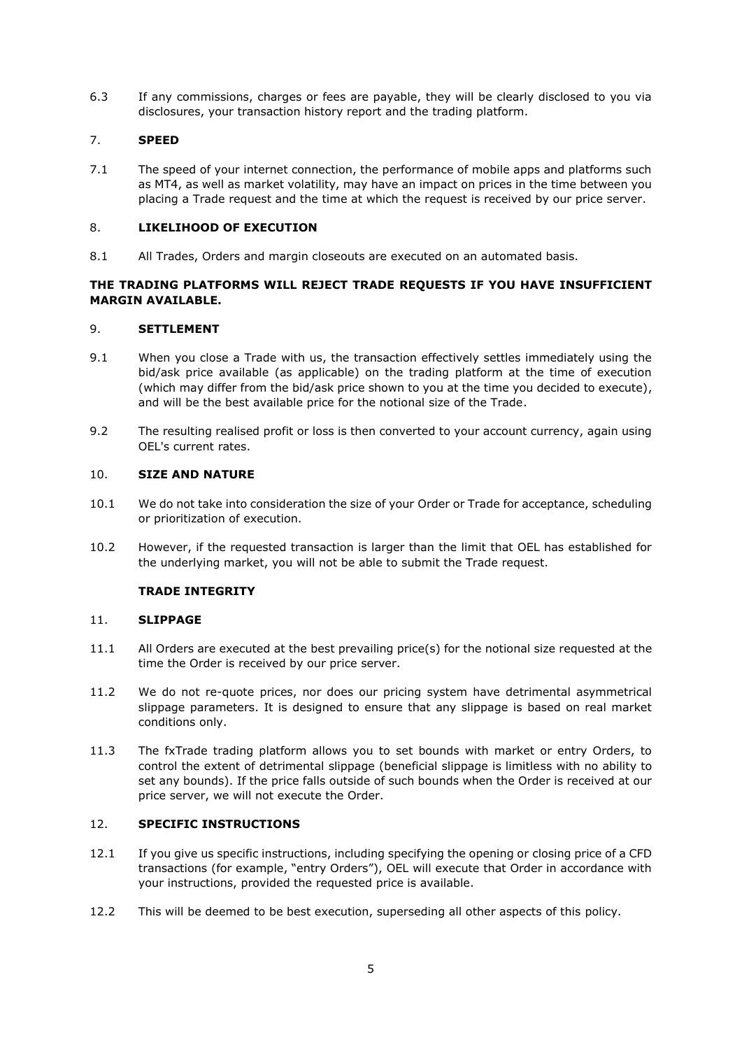6.3 If any commissions, charges or fees are payable, they will be clearly disclosed to you via disclosures, your transaction history report and the trading platform.

## 7. SPEED

7.1 The speed of your internet connection, the performance of mobile apps and platforms such as MT4, as well as market volatility, may have an impact on prices in the time between you placing a Trade request and the time at which the request is received by our price server.

## 8. LIKELIHOOD OF EXECUTION

8.1 All Trades, Orders and margin closeouts are executed on an automated basis.

**THE TRADING PLATFORMS WILL REJECT TRADE REQUESTS IF YOU HAVE INSUFFICIENT MARGIN AVAILABLE.**

## 9. SETTLEMENT

9.1 When you close a Trade with us, the transaction effectively settles immediately using the bid/ask price available (as applicable) on the trading platform at the time of execution (which may differ from the bid/ask price shown to you at the time you decided to execute), and will be the best available price for the notional size of the Trade.

9.2 The resulting realised profit or loss is then converted to your account currency, again using OEL's current rates.

## 10. SIZE AND NATURE

10.1 We do not take into consideration the size of your Order or Trade for acceptance, scheduling or prioritization of execution.

10.2 However, if the requested transaction is larger than the limit that OEL has established for the underlying market, you will not be able to submit the Trade request.

## TRADE INTEGRITY

## 11. SLIPPAGE

11.1 All Orders are executed at the best prevailing price(s) for the notional size requested at the time the Order is received by our price server.

11.2 We do not re-quote prices, nor does our pricing system have detrimental asymmetrical slippage parameters. It is designed to ensure that any slippage is based on real market conditions only.

11.3 The fxTrade trading platform allows you to set bounds with market or entry Orders, to control the extent of detrimental slippage (beneficial slippage is limitless with no ability to set any bounds). If the price falls outside of such bounds when the Order is received at our price server, we will not execute the Order.

## 12. SPECIFIC INSTRUCTIONS

12.1 If you give us specific instructions, including specifying the opening or closing price of a CFD transactions (for example, "entry Orders"), OEL will execute that Order in accordance with your instructions, provided the requested price is available.

12.2 This will be deemed to be best execution, superseding all other aspects of this policy.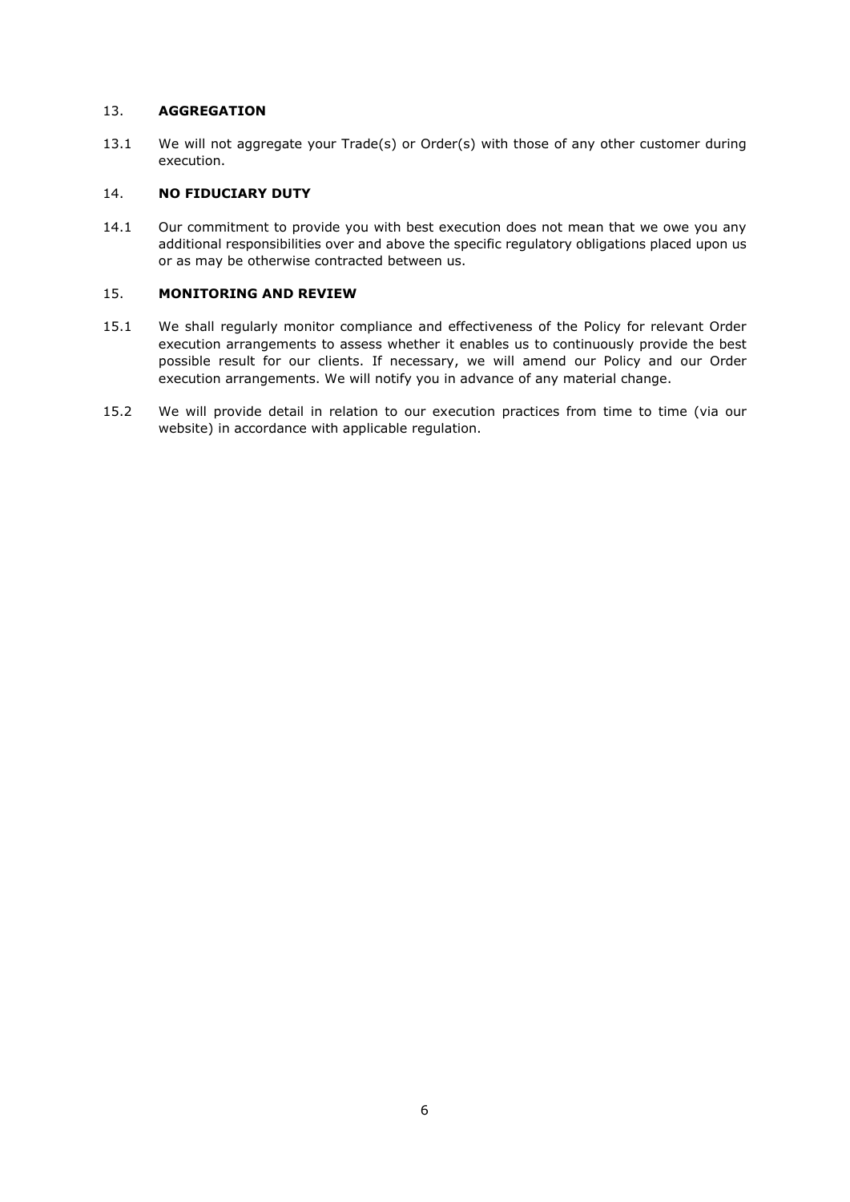## 13. **AGGREGATION**

13.1 We will not aggregate your Trade(s) or Order(s) with those of any other customer during execution.

## 14. **NO FIDUCIARY DUTY**

14.1 Our commitment to provide you with best execution does not mean that we owe you any additional responsibilities over and above the specific regulatory obligations placed upon us or as may be otherwise contracted between us.

## 15. **MONITORING AND REVIEW**

15.1 We shall regularly monitor compliance and effectiveness of the Policy for relevant Order execution arrangements to assess whether it enables us to continuously provide the best possible result for our clients. If necessary, we will amend our Policy and our Order execution arrangements. We will notify you in advance of any material change.

15.2 We will provide detail in relation to our execution practices from time to time (via our website) in accordance with applicable regulation.